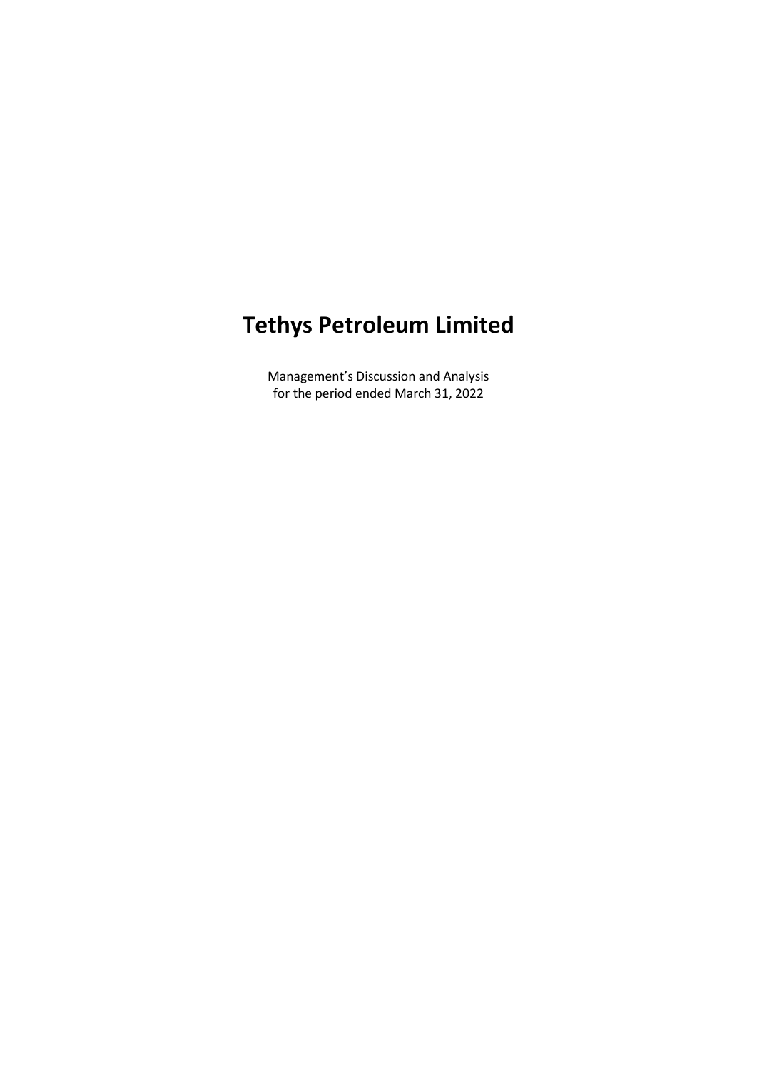# Tethys Petroleum Limited

Management's Discussion and Analysis
for the period ended March 31, 2022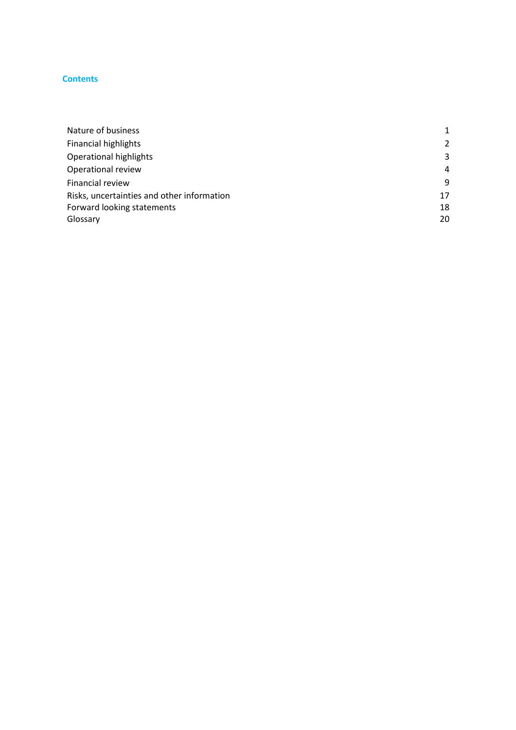## Contents

| | |
|---|---|
| Nature of business | 1 |
| Financial highlights | 2 |
| Operational highlights | 3 |
| Operational review | 4 |
| Financial review | 9 |
| Risks, uncertainties and other information | 17 |
| Forward looking statements | 18 |
| Glossary | 20 |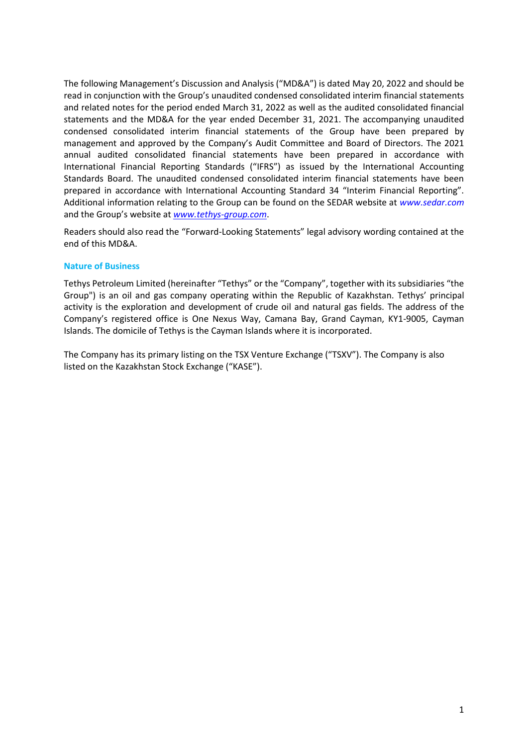The following Management's Discussion and Analysis ("MD&A") is dated May 20, 2022 and should be read in conjunction with the Group's unaudited condensed consolidated interim financial statements and related notes for the period ended March 31, 2022 as well as the audited consolidated financial statements and the MD&A for the year ended December 31, 2021. The accompanying unaudited condensed consolidated interim financial statements of the Group have been prepared by management and approved by the Company's Audit Committee and Board of Directors. The 2021 annual audited consolidated financial statements have been prepared in accordance with International Financial Reporting Standards ("IFRS") as issued by the International Accounting Standards Board. The unaudited condensed consolidated interim financial statements have been prepared in accordance with International Accounting Standard 34 "Interim Financial Reporting". Additional information relating to the Group can be found on the SEDAR website at *www.sedar.com* and the Group's website at *www.tethys-group.com*.

Readers should also read the "Forward-Looking Statements" legal advisory wording contained at the end of this MD&A.

## Nature of Business

Tethys Petroleum Limited (hereinafter "Tethys" or the "Company", together with its subsidiaries "the Group") is an oil and gas company operating within the Republic of Kazakhstan. Tethys' principal activity is the exploration and development of crude oil and natural gas fields. The address of the Company's registered office is One Nexus Way, Camana Bay, Grand Cayman, KY1-9005, Cayman Islands. The domicile of Tethys is the Cayman Islands where it is incorporated.

The Company has its primary listing on the TSX Venture Exchange ("TSXV"). The Company is also listed on the Kazakhstan Stock Exchange ("KASE").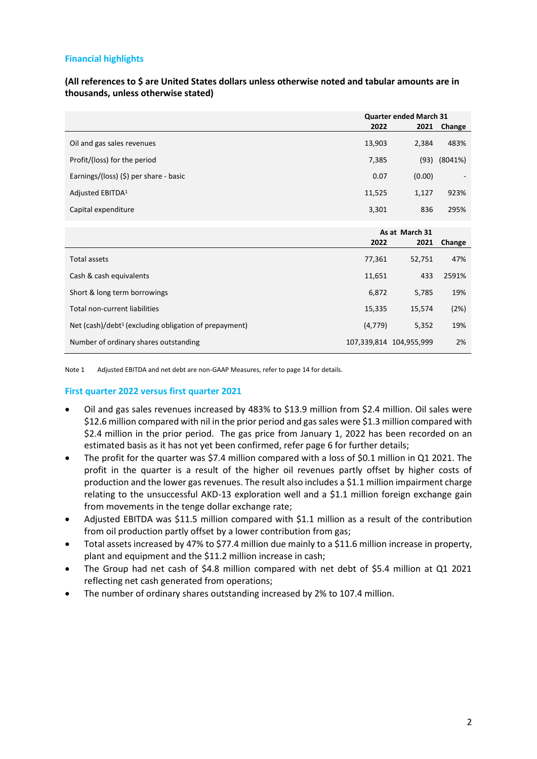## Financial highlights

**(All references to $ are United States dollars unless otherwise noted and tabular amounts are in thousands, unless otherwise stated)**

| | Quarter ended March 31 | | |
|---|---|---|---|
| | 2022 | 2021 | Change |
| Oil and gas sales revenues | 13,903 | 2,384 | 483% |
| Profit/(loss) for the period | 7,385 | (93) | (8041%) |
| Earnings/(loss) ($) per share - basic | 0.07 | (0.00) | - |
| Adjusted EBITDA[1] | 11,525 | 1,127 | 923% |
| Capital expenditure | 3,301 | 836 | 295% |

| | As at March 31 | | |
|---|---|---|---|
| | 2022 | 2021 | Change |
| Total assets | 77,361 | 52,751 | 47% |
| Cash & cash equivalents | 11,651 | 433 | 2591% |
| Short & long term borrowings | 6,872 | 5,785 | 19% |
| Total non-current liabilities | 15,335 | 15,574 | (2%) |
| Net (cash)/debt[1] (excluding obligation of prepayment) | (4,779) | 5,352 | 19% |
| Number of ordinary shares outstanding | 107,339,814 | 104,955,999 | 2% |

Note 1 Adjusted EBITDA and net debt are non-GAAP Measures, refer to page 14 for details.

### First quarter 2022 versus first quarter 2021

- Oil and gas sales revenues increased by 483% to $13.9 million from $2.4 million. Oil sales were $12.6 million compared with nil in the prior period and gas sales were $1.3 million compared with $2.4 million in the prior period. The gas price from January 1, 2022 has been recorded on an estimated basis as it has not yet been confirmed, refer page 6 for further details;
- The profit for the quarter was $7.4 million compared with a loss of $0.1 million in Q1 2021. The profit in the quarter is a result of the higher oil revenues partly offset by higher costs of production and the lower gas revenues. The result also includes a $1.1 million impairment charge relating to the unsuccessful AKD-13 exploration well and a $1.1 million foreign exchange gain from movements in the tenge dollar exchange rate;
- Adjusted EBITDA was $11.5 million compared with $1.1 million as a result of the contribution from oil production partly offset by a lower contribution from gas;
- Total assets increased by 47% to $77.4 million due mainly to a $11.6 million increase in property, plant and equipment and the $11.2 million increase in cash;
- The Group had net cash of $4.8 million compared with net debt of $5.4 million at Q1 2021 reflecting net cash generated from operations;
- The number of ordinary shares outstanding increased by 2% to 107.4 million.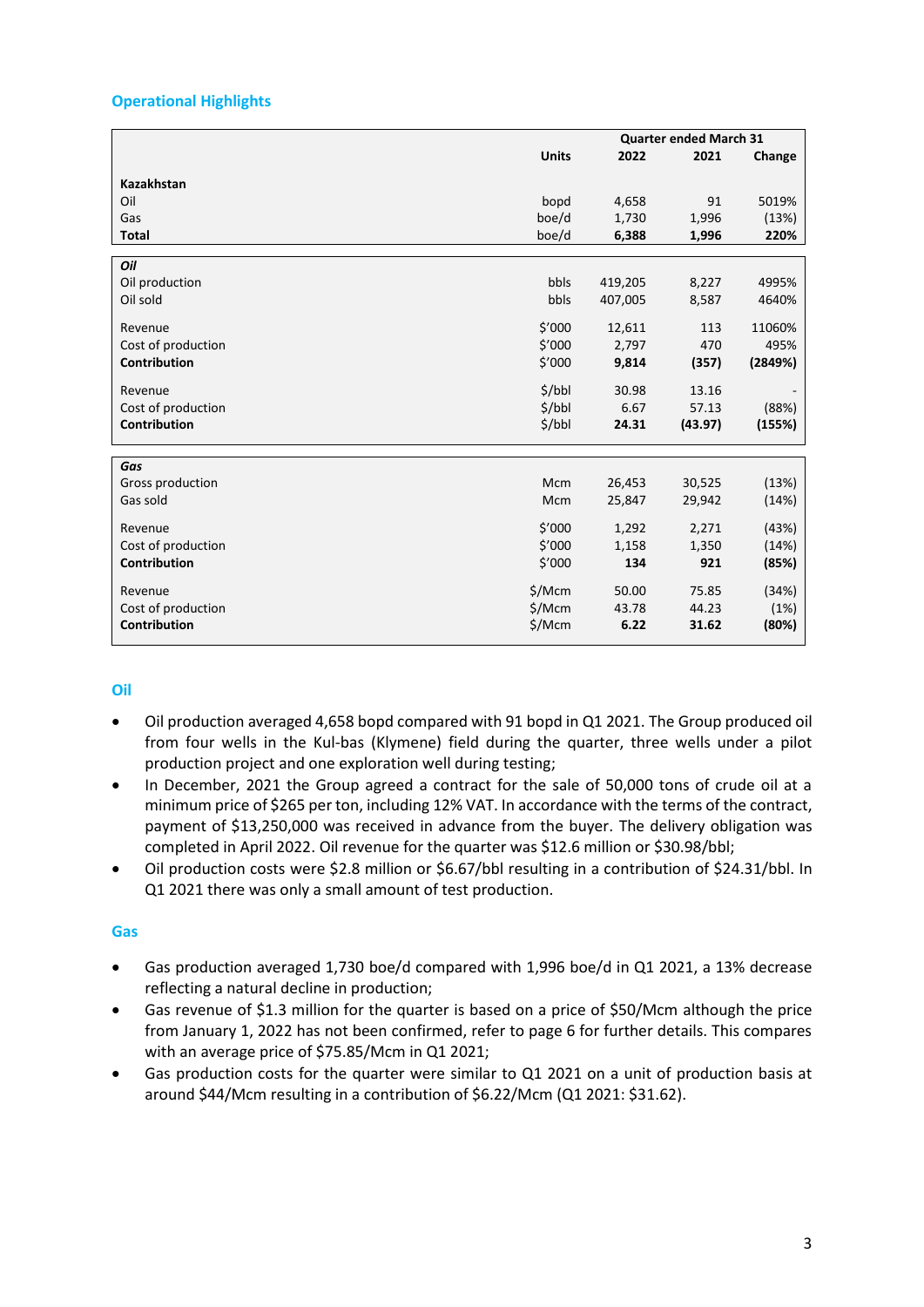## Operational Highlights

| | Units | Quarter ended March 31 2022 | 2021 | Change |
|---|---|---|---|---|
| **Kazakhstan** | | | | |
| Oil | bopd | 4,658 | 91 | 5019% |
| Gas | boe/d | 1,730 | 1,996 | (13%) |
| **Total** | boe/d | **6,388** | **1,996** | **220%** |

| | Units | 2022 | 2021 | Change |
|---|---|---|---|---|
| ***Oil*** | | | | |
| Oil production | bbls | 419,205 | 8,227 | 4995% |
| Oil sold | bbls | 407,005 | 8,587 | 4640% |
| Revenue | $'000 | 12,611 | 113 | 11060% |
| Cost of production | $'000 | 2,797 | 470 | 495% |
| **Contribution** | $'000 | **9,814** | **(357)** | **(2849%)** |
| Revenue | $/bbl | 30.98 | 13.16 | - |
| Cost of production | $/bbl | 6.67 | 57.13 | (88%) |
| **Contribution** | $/bbl | **24.31** | **(43.97)** | **(155%)** |

| | Units | 2022 | 2021 | Change |
|---|---|---|---|---|
| ***Gas*** | | | | |
| Gross production | Mcm | 26,453 | 30,525 | (13%) |
| Gas sold | Mcm | 25,847 | 29,942 | (14%) |
| Revenue | $'000 | 1,292 | 2,271 | (43%) |
| Cost of production | $'000 | 1,158 | 1,350 | (14%) |
| **Contribution** | $'000 | **134** | **921** | **(85%)** |
| Revenue | $/Mcm | 50.00 | 75.85 | (34%) |
| Cost of production | $/Mcm | 43.78 | 44.23 | (1%) |
| **Contribution** | $/Mcm | **6.22** | **31.62** | **(80%)** |

## Oil

- Oil production averaged 4,658 bopd compared with 91 bopd in Q1 2021. The Group produced oil from four wells in the Kul-bas (Klymene) field during the quarter, three wells under a pilot production project and one exploration well during testing;
- In December, 2021 the Group agreed a contract for the sale of 50,000 tons of crude oil at a minimum price of $265 per ton, including 12% VAT. In accordance with the terms of the contract, payment of $13,250,000 was received in advance from the buyer. The delivery obligation was completed in April 2022. Oil revenue for the quarter was $12.6 million or $30.98/bbl;
- Oil production costs were $2.8 million or $6.67/bbl resulting in a contribution of $24.31/bbl. In Q1 2021 there was only a small amount of test production.

## Gas

- Gas production averaged 1,730 boe/d compared with 1,996 boe/d in Q1 2021, a 13% decrease reflecting a natural decline in production;
- Gas revenue of $1.3 million for the quarter is based on a price of $50/Mcm although the price from January 1, 2022 has not been confirmed, refer to page 6 for further details. This compares with an average price of $75.85/Mcm in Q1 2021;
- Gas production costs for the quarter were similar to Q1 2021 on a unit of production basis at around $44/Mcm resulting in a contribution of $6.22/Mcm (Q1 2021: $31.62).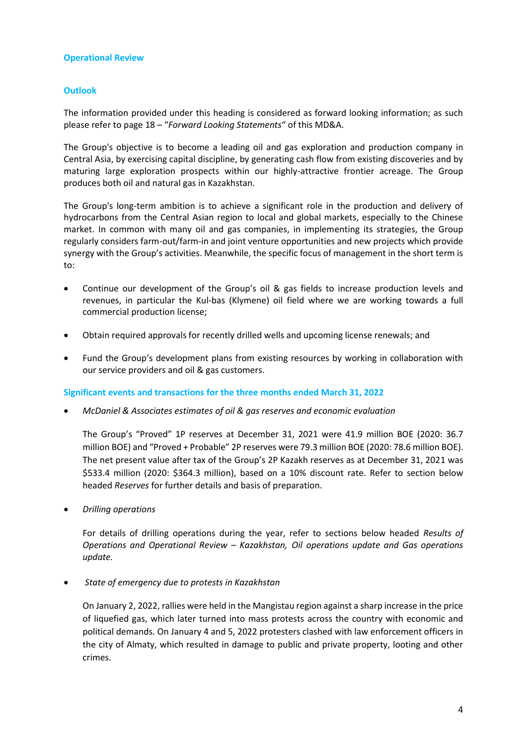## Operational Review

### Outlook

The information provided under this heading is considered as forward looking information; as such please refer to page 18 – "*Forward Looking Statements*" of this MD&A.

The Group's objective is to become a leading oil and gas exploration and production company in Central Asia, by exercising capital discipline, by generating cash flow from existing discoveries and by maturing large exploration prospects within our highly-attractive frontier acreage. The Group produces both oil and natural gas in Kazakhstan.

The Group's long-term ambition is to achieve a significant role in the production and delivery of hydrocarbons from the Central Asian region to local and global markets, especially to the Chinese market. In common with many oil and gas companies, in implementing its strategies, the Group regularly considers farm-out/farm-in and joint venture opportunities and new projects which provide synergy with the Group's activities. Meanwhile, the specific focus of management in the short term is to:

- Continue our development of the Group's oil & gas fields to increase production levels and revenues, in particular the Kul-bas (Klymene) oil field where we are working towards a full commercial production license;
- Obtain required approvals for recently drilled wells and upcoming license renewals; and
- Fund the Group's development plans from existing resources by working in collaboration with our service providers and oil & gas customers.

### Significant events and transactions for the three months ended March 31, 2022

- *McDaniel & Associates estimates of oil & gas reserves and economic evaluation*

  The Group's "Proved" 1P reserves at December 31, 2021 were 41.9 million BOE (2020: 36.7 million BOE) and "Proved + Probable" 2P reserves were 79.3 million BOE (2020: 78.6 million BOE). The net present value after tax of the Group's 2P Kazakh reserves as at December 31, 2021 was $533.4 million (2020: $364.3 million), based on a 10% discount rate. Refer to section below headed *Reserves* for further details and basis of preparation.

- *Drilling operations*

  For details of drilling operations during the year, refer to sections below headed *Results of Operations and Operational Review – Kazakhstan, Oil operations update and Gas operations update.*

- *State of emergency due to protests in Kazakhstan*

  On January 2, 2022, rallies were held in the Mangistau region against a sharp increase in the price of liquefied gas, which later turned into mass protests across the country with economic and political demands. On January 4 and 5, 2022 protesters clashed with law enforcement officers in the city of Almaty, which resulted in damage to public and private property, looting and other crimes.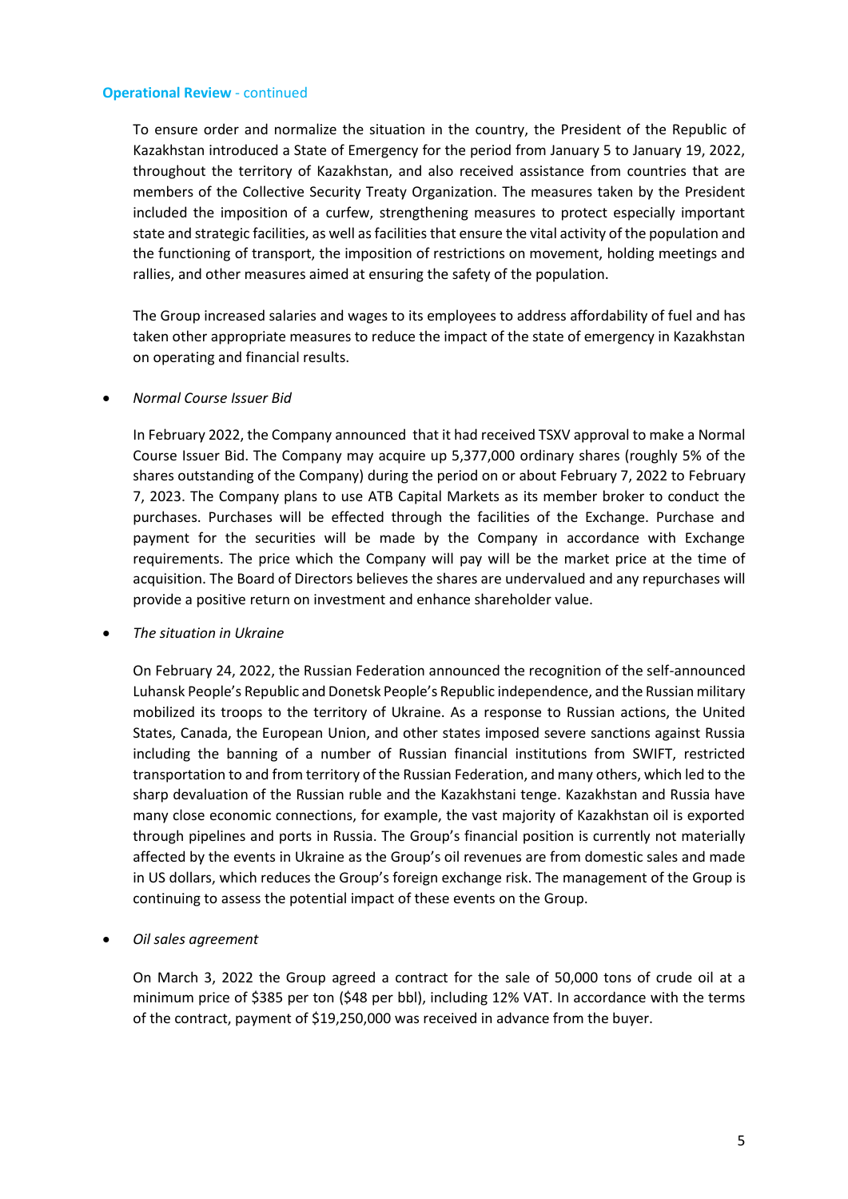**Operational Review** - continued

To ensure order and normalize the situation in the country, the President of the Republic of Kazakhstan introduced a State of Emergency for the period from January 5 to January 19, 2022, throughout the territory of Kazakhstan, and also received assistance from countries that are members of the Collective Security Treaty Organization. The measures taken by the President included the imposition of a curfew, strengthening measures to protect especially important state and strategic facilities, as well as facilities that ensure the vital activity of the population and the functioning of transport, the imposition of restrictions on movement, holding meetings and rallies, and other measures aimed at ensuring the safety of the population.

The Group increased salaries and wages to its employees to address affordability of fuel and has taken other appropriate measures to reduce the impact of the state of emergency in Kazakhstan on operating and financial results.

- *Normal Course Issuer Bid*

  In February 2022, the Company announced that it had received TSXV approval to make a Normal Course Issuer Bid. The Company may acquire up 5,377,000 ordinary shares (roughly 5% of the shares outstanding of the Company) during the period on or about February 7, 2022 to February 7, 2023. The Company plans to use ATB Capital Markets as its member broker to conduct the purchases. Purchases will be effected through the facilities of the Exchange. Purchase and payment for the securities will be made by the Company in accordance with Exchange requirements. The price which the Company will pay will be the market price at the time of acquisition. The Board of Directors believes the shares are undervalued and any repurchases will provide a positive return on investment and enhance shareholder value.

- *The situation in Ukraine*

  On February 24, 2022, the Russian Federation announced the recognition of the self-announced Luhansk People's Republic and Donetsk People's Republic independence, and the Russian military mobilized its troops to the territory of Ukraine. As a response to Russian actions, the United States, Canada, the European Union, and other states imposed severe sanctions against Russia including the banning of a number of Russian financial institutions from SWIFT, restricted transportation to and from territory of the Russian Federation, and many others, which led to the sharp devaluation of the Russian ruble and the Kazakhstani tenge. Kazakhstan and Russia have many close economic connections, for example, the vast majority of Kazakhstan oil is exported through pipelines and ports in Russia. The Group's financial position is currently not materially affected by the events in Ukraine as the Group's oil revenues are from domestic sales and made in US dollars, which reduces the Group's foreign exchange risk. The management of the Group is continuing to assess the potential impact of these events on the Group.

- *Oil sales agreement*

  On March 3, 2022 the Group agreed a contract for the sale of 50,000 tons of crude oil at a minimum price of $385 per ton ($48 per bbl), including 12% VAT. In accordance with the terms of the contract, payment of $19,250,000 was received in advance from the buyer.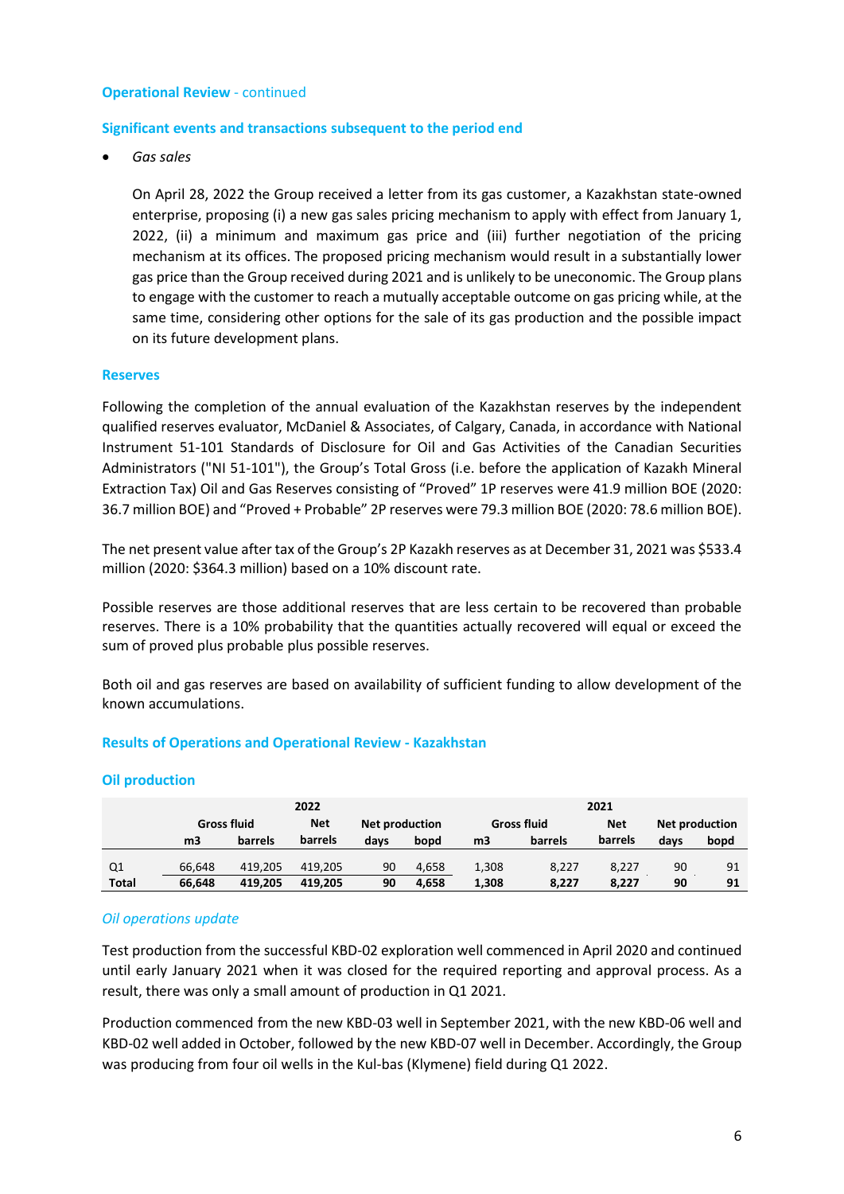## Operational Review - continued

### Significant events and transactions subsequent to the period end

- *Gas sales*

  On April 28, 2022 the Group received a letter from its gas customer, a Kazakhstan state-owned enterprise, proposing (i) a new gas sales pricing mechanism to apply with effect from January 1, 2022, (ii) a minimum and maximum gas price and (iii) further negotiation of the pricing mechanism at its offices. The proposed pricing mechanism would result in a substantially lower gas price than the Group received during 2021 and is unlikely to be uneconomic. The Group plans to engage with the customer to reach a mutually acceptable outcome on gas pricing while, at the same time, considering other options for the sale of its gas production and the possible impact on its future development plans.

### Reserves

Following the completion of the annual evaluation of the Kazakhstan reserves by the independent qualified reserves evaluator, McDaniel & Associates, of Calgary, Canada, in accordance with National Instrument 51-101 Standards of Disclosure for Oil and Gas Activities of the Canadian Securities Administrators ("NI 51-101"), the Group's Total Gross (i.e. before the application of Kazakh Mineral Extraction Tax) Oil and Gas Reserves consisting of "Proved" 1P reserves were 41.9 million BOE (2020: 36.7 million BOE) and "Proved + Probable" 2P reserves were 79.3 million BOE (2020: 78.6 million BOE).

The net present value after tax of the Group's 2P Kazakh reserves as at December 31, 2021 was $533.4 million (2020: $364.3 million) based on a 10% discount rate.

Possible reserves are those additional reserves that are less certain to be recovered than probable reserves. There is a 10% probability that the quantities actually recovered will equal or exceed the sum of proved plus probable plus possible reserves.

Both oil and gas reserves are based on availability of sufficient funding to allow development of the known accumulations.

### Results of Operations and Operational Review - Kazakhstan

### Oil production

| | 2022 | | | | | 2021 | | | | |
|---|---|---|---|---|---|---|---|---|---|---|
| | Gross fluid | | Net | Net production | | Gross fluid | | Net | Net production | |
| | m3 | barrels | barrels | days | bopd | m3 | barrels | barrels | days | bopd |
| Q1 | 66,648 | 419,205 | 419,205 | 90 | 4,658 | 1,308 | 8,227 | 8,227 | 90 | 91 |
| **Total** | **66,648** | **419,205** | **419,205** | **90** | **4,658** | **1,308** | **8,227** | **8,227** | **90** | **91** |

*Oil operations update*

Test production from the successful KBD-02 exploration well commenced in April 2020 and continued until early January 2021 when it was closed for the required reporting and approval process. As a result, there was only a small amount of production in Q1 2021.

Production commenced from the new KBD-03 well in September 2021, with the new KBD-06 well and KBD-02 well added in October, followed by the new KBD-07 well in December. Accordingly, the Group was producing from four oil wells in the Kul-bas (Klymene) field during Q1 2022.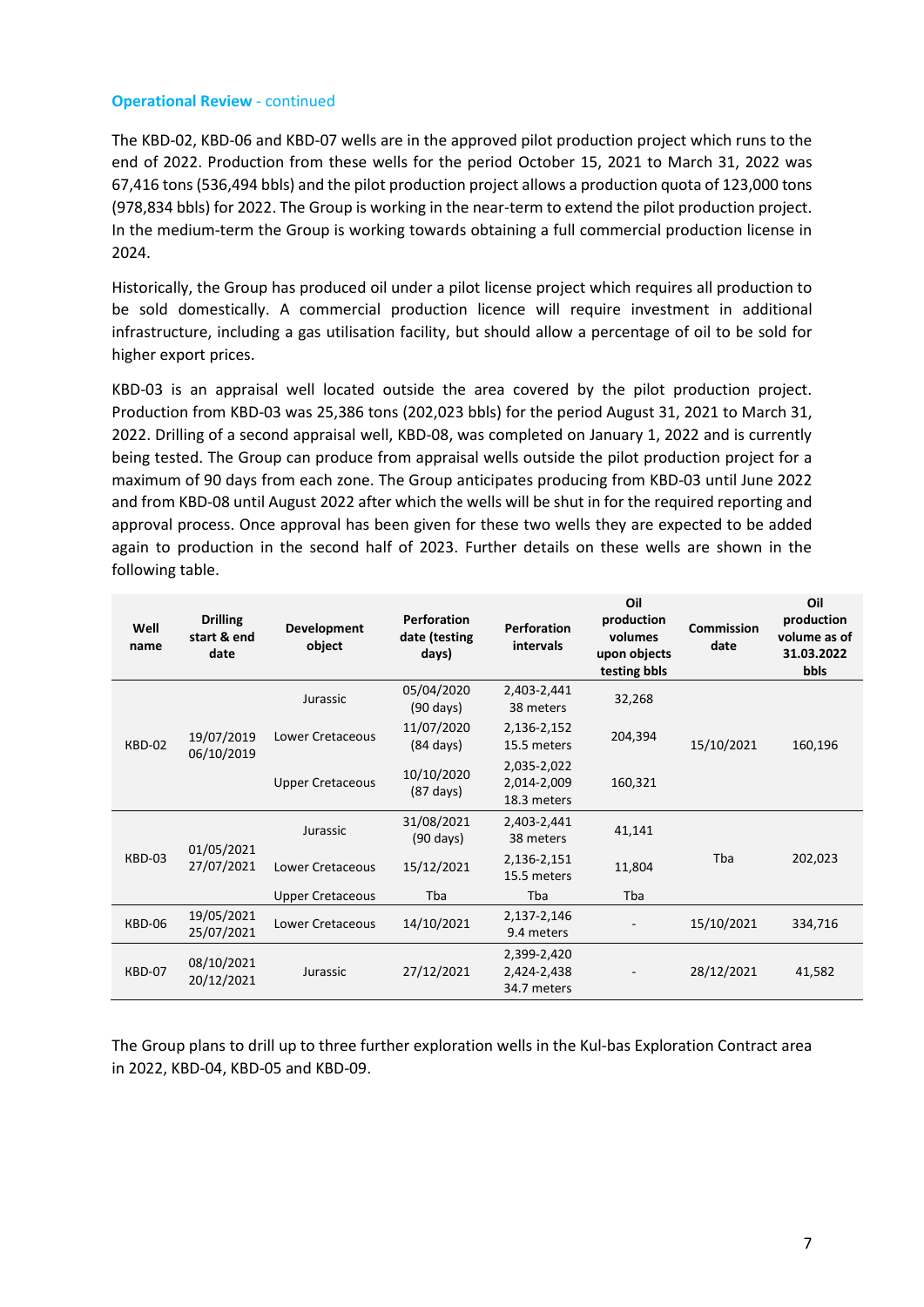**Operational Review** - continued

The KBD-02, KBD-06 and KBD-07 wells are in the approved pilot production project which runs to the end of 2022. Production from these wells for the period October 15, 2021 to March 31, 2022 was 67,416 tons (536,494 bbls) and the pilot production project allows a production quota of 123,000 tons (978,834 bbls) for 2022. The Group is working in the near-term to extend the pilot production project. In the medium-term the Group is working towards obtaining a full commercial production license in 2024.

Historically, the Group has produced oil under a pilot license project which requires all production to be sold domestically. A commercial production licence will require investment in additional infrastructure, including a gas utilisation facility, but should allow a percentage of oil to be sold for higher export prices.

KBD-03 is an appraisal well located outside the area covered by the pilot production project. Production from KBD-03 was 25,386 tons (202,023 bbls) for the period August 31, 2021 to March 31, 2022. Drilling of a second appraisal well, KBD-08, was completed on January 1, 2022 and is currently being tested. The Group can produce from appraisal wells outside the pilot production project for a maximum of 90 days from each zone. The Group anticipates producing from KBD-03 until June 2022 and from KBD-08 until August 2022 after which the wells will be shut in for the required reporting and approval process. Once approval has been given for these two wells they are expected to be added again to production in the second half of 2023. Further details on these wells are shown in the following table.

| Well name | Drilling start & end date | Development object | Perforation date (testing days) | Perforation intervals | Oil production volumes upon objects testing bbls | Commission date | Oil production volume as of 31.03.2022 bbls |
|---|---|---|---|---|---|---|---|
| KBD-02 | 19/07/2019 06/10/2019 | Jurassic | 05/04/2020 (90 days) | 2,403-2,441 38 meters | 32,268 | 15/10/2021 | 160,196 |
| | | Lower Cretaceous | 11/07/2020 (84 days) | 2,136-2,152 15.5 meters | 204,394 | | |
| | | Upper Cretaceous | 10/10/2020 (87 days) | 2,035-2,022 2,014-2,009 18.3 meters | 160,321 | | |
| KBD-03 | 01/05/2021 27/07/2021 | Jurassic | 31/08/2021 (90 days) | 2,403-2,441 38 meters | 41,141 | Tba | 202,023 |
| | | Lower Cretaceous | 15/12/2021 | 2,136-2,151 15.5 meters | 11,804 | | |
| | | Upper Cretaceous | Tba | Tba | Tba | | |
| KBD-06 | 19/05/2021 25/07/2021 | Lower Cretaceous | 14/10/2021 | 2,137-2,146 9.4 meters | - | 15/10/2021 | 334,716 |
| KBD-07 | 08/10/2021 20/12/2021 | Jurassic | 27/12/2021 | 2,399-2,420 2,424-2,438 34.7 meters | - | 28/12/2021 | 41,582 |

The Group plans to drill up to three further exploration wells in the Kul-bas Exploration Contract area in 2022, KBD-04, KBD-05 and KBD-09.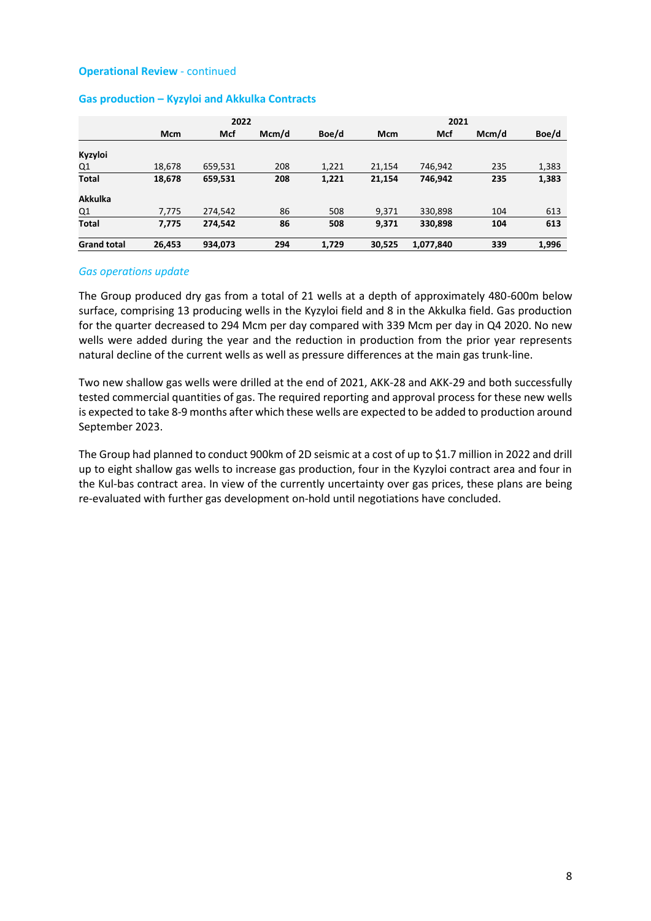**Operational Review** - continued

### Gas production – Kyzyloi and Akkulka Contracts

| | 2022 | | | | 2021 | | | |
|---|---|---|---|---|---|---|---|---|
| | Mcm | Mcf | Mcm/d | Boe/d | Mcm | Mcf | Mcm/d | Boe/d |
| **Kyzyloi** | | | | | | | | |
| Q1 | 18,678 | 659,531 | 208 | 1,221 | 21,154 | 746,942 | 235 | 1,383 |
| **Total** | **18,678** | **659,531** | **208** | **1,221** | **21,154** | **746,942** | **235** | **1,383** |
| **Akkulka** | | | | | | | | |
| Q1 | 7,775 | 274,542 | 86 | 508 | 9,371 | 330,898 | 104 | 613 |
| **Total** | **7,775** | **274,542** | **86** | **508** | **9,371** | **330,898** | **104** | **613** |
| **Grand total** | **26,453** | **934,073** | **294** | **1,729** | **30,525** | **1,077,840** | **339** | **1,996** |

*Gas operations update*

The Group produced dry gas from a total of 21 wells at a depth of approximately 480-600m below surface, comprising 13 producing wells in the Kyzyloi field and 8 in the Akkulka field. Gas production for the quarter decreased to 294 Mcm per day compared with 339 Mcm per day in Q4 2020. No new wells were added during the year and the reduction in production from the prior year represents natural decline of the current wells as well as pressure differences at the main gas trunk-line.

Two new shallow gas wells were drilled at the end of 2021, AKK-28 and AKK-29 and both successfully tested commercial quantities of gas. The required reporting and approval process for these new wells is expected to take 8-9 months after which these wells are expected to be added to production around September 2023.

The Group had planned to conduct 900km of 2D seismic at a cost of up to $1.7 million in 2022 and drill up to eight shallow gas wells to increase gas production, four in the Kyzyloi contract area and four in the Kul-bas contract area. In view of the currently uncertainty over gas prices, these plans are being re-evaluated with further gas development on-hold until negotiations have concluded.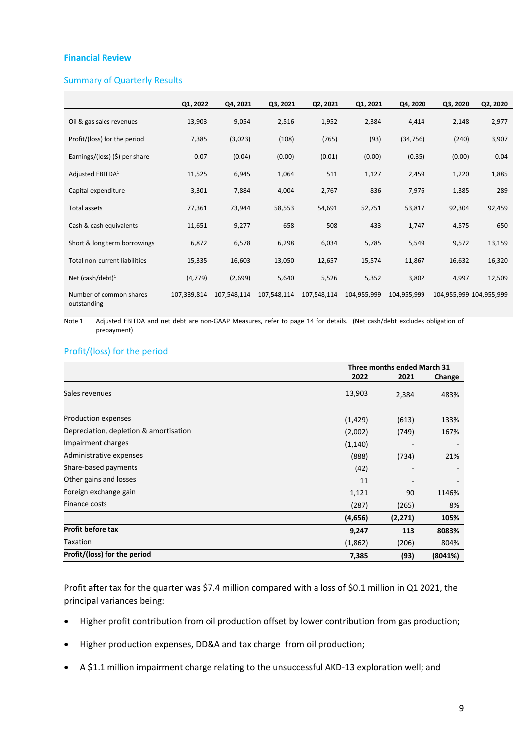## Financial Review

### Summary of Quarterly Results

| | Q1, 2022 | Q4, 2021 | Q3, 2021 | Q2, 2021 | Q1, 2021 | Q4, 2020 | Q3, 2020 | Q2, 2020 |
|---|---|---|---|---|---|---|---|---|
| Oil & gas sales revenues | 13,903 | 9,054 | 2,516 | 1,952 | 2,384 | 4,414 | 2,148 | 2,977 |
| Profit/(loss) for the period | 7,385 | (3,023) | (108) | (765) | (93) | (34,756) | (240) | 3,907 |
| Earnings/(loss) ($) per share | 0.07 | (0.04) | (0.00) | (0.01) | (0.00) | (0.35) | (0.00) | 0.04 |
| Adjusted EBITDA[1] | 11,525 | 6,945 | 1,064 | 511 | 1,127 | 2,459 | 1,220 | 1,885 |
| Capital expenditure | 3,301 | 7,884 | 4,004 | 2,767 | 836 | 7,976 | 1,385 | 289 |
| Total assets | 77,361 | 73,944 | 58,553 | 54,691 | 52,751 | 53,817 | 92,304 | 92,459 |
| Cash & cash equivalents | 11,651 | 9,277 | 658 | 508 | 433 | 1,747 | 4,575 | 650 |
| Short & long term borrowings | 6,872 | 6,578 | 6,298 | 6,034 | 5,785 | 5,549 | 9,572 | 13,159 |
| Total non-current liabilities | 15,335 | 16,603 | 13,050 | 12,657 | 15,574 | 11,867 | 16,632 | 16,320 |
| Net (cash/debt)[1] | (4,779) | (2,699) | 5,640 | 5,526 | 5,352 | 3,802 | 4,997 | 12,509 |
| Number of common shares outstanding | 107,339,814 | 107,548,114 | 107,548,114 | 107,548,114 | 104,955,999 | 104,955,999 | 104,955,999 | 104,955,999 |

Note 1 Adjusted EBITDA and net debt are non-GAAP Measures, refer to page 14 for details. (Net cash/debt excludes obligation of prepayment)

### Profit/(loss) for the period

| | Three months ended March 31 | | |
|---|---|---|---|
| | 2022 | 2021 | Change |
| Sales revenues | 13,903 | 2,384 | 483% |
| Production expenses | (1,429) | (613) | 133% |
| Depreciation, depletion & amortisation | (2,002) | (749) | 167% |
| Impairment charges | (1,140) | - | - |
| Administrative expenses | (888) | (734) | 21% |
| Share-based payments | (42) | - | - |
| Other gains and losses | 11 | - | - |
| Foreign exchange gain | 1,121 | 90 | 1146% |
| Finance costs | (287) | (265) | 8% |
| | **(4,656)** | **(2,271)** | **105%** |
| **Profit before tax** | **9,247** | **113** | **8083%** |
| Taxation | (1,862) | (206) | 804% |
| **Profit/(loss) for the period** | **7,385** | **(93)** | **(8041%)** |

Profit after tax for the quarter was $7.4 million compared with a loss of $0.1 million in Q1 2021, the principal variances being:

- Higher profit contribution from oil production offset by lower contribution from gas production;
- Higher production expenses, DD&A and tax charge from oil production;
- A $1.1 million impairment charge relating to the unsuccessful AKD-13 exploration well; and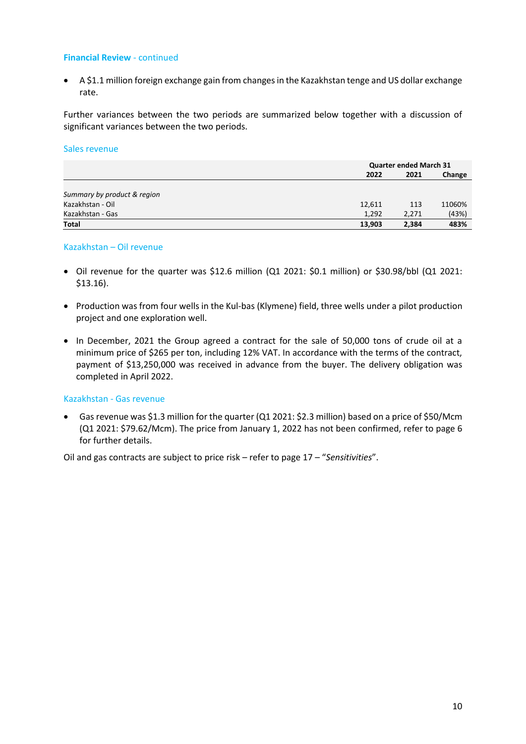**Financial Review** - continued

- A $1.1 million foreign exchange gain from changes in the Kazakhstan tenge and US dollar exchange rate.

Further variances between the two periods are summarized below together with a discussion of significant variances between the two periods.

### Sales revenue

| | Quarter ended March 31 | | |
|---|---|---|---|
| | **2022** | **2021** | **Change** |
| *Summary by product & region* | | | |
| Kazakhstan - Oil | 12,611 | 113 | 11060% |
| Kazakhstan - Gas | 1,292 | 2,271 | (43%) |
| **Total** | **13,903** | **2,384** | **483%** |

### Kazakhstan – Oil revenue

- Oil revenue for the quarter was $12.6 million (Q1 2021: $0.1 million) or $30.98/bbl (Q1 2021: $13.16).
- Production was from four wells in the Kul-bas (Klymene) field, three wells under a pilot production project and one exploration well.
- In December, 2021 the Group agreed a contract for the sale of 50,000 tons of crude oil at a minimum price of $265 per ton, including 12% VAT. In accordance with the terms of the contract, payment of $13,250,000 was received in advance from the buyer. The delivery obligation was completed in April 2022.

### Kazakhstan - Gas revenue

- Gas revenue was $1.3 million for the quarter (Q1 2021: $2.3 million) based on a price of $50/Mcm (Q1 2021: $79.62/Mcm). The price from January 1, 2022 has not been confirmed, refer to page 6 for further details.

Oil and gas contracts are subject to price risk – refer to page 17 – "*Sensitivities*".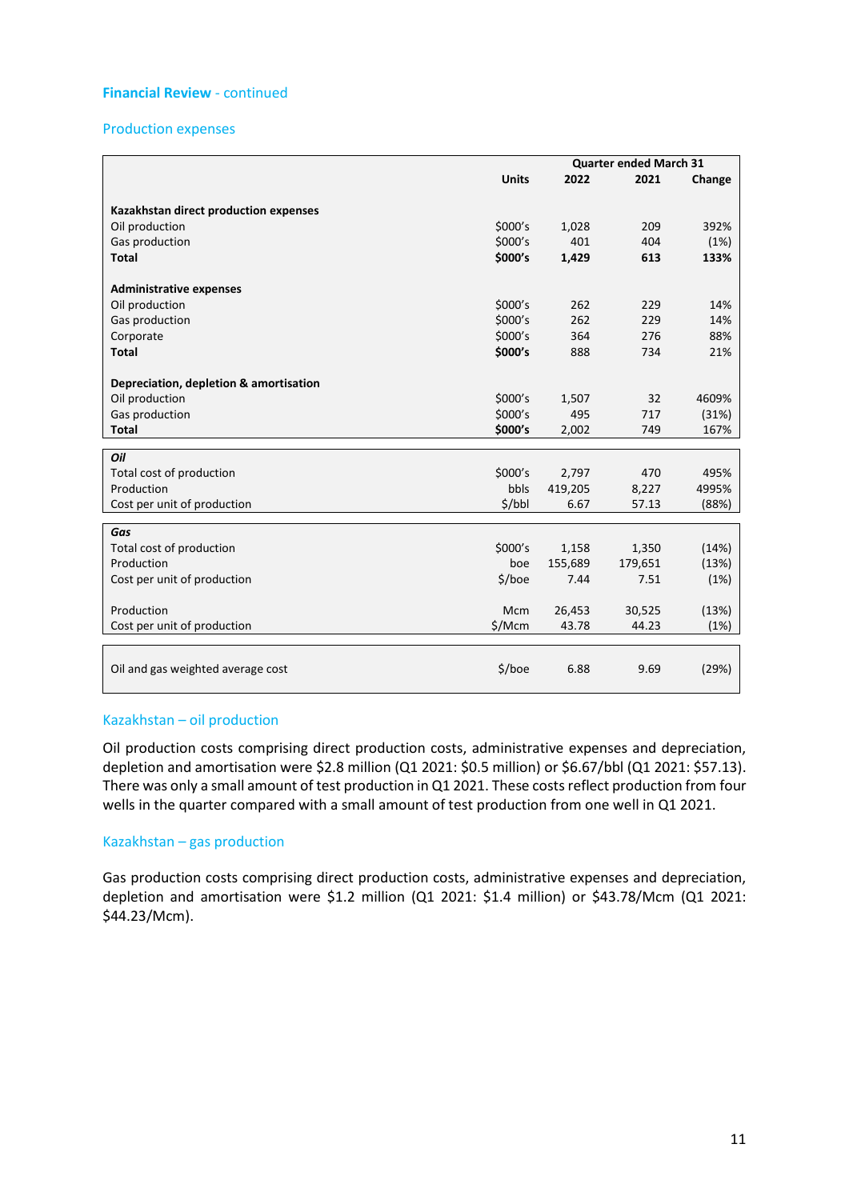**Financial Review** - continued

## Production expenses

| | Units | Quarter ended March 31 2022 | 2021 | Change |
|---|---|---|---|---|
| **Kazakhstan direct production expenses** | | | | |
| Oil production | $000's | 1,028 | 209 | 392% |
| Gas production | $000's | 401 | 404 | (1%) |
| **Total** | **$000's** | **1,429** | **613** | **133%** |
| **Administrative expenses** | | | | |
| Oil production | $000's | 262 | 229 | 14% |
| Gas production | $000's | 262 | 229 | 14% |
| Corporate | $000's | 364 | 276 | 88% |
| **Total** | **$000's** | 888 | 734 | 21% |
| **Depreciation, depletion & amortisation** | | | | |
| Oil production | $000's | 1,507 | 32 | 4609% |
| Gas production | $000's | 495 | 717 | (31%) |
| **Total** | **$000's** | 2,002 | 749 | 167% |
| ***Oil*** | | | | |
| Total cost of production | $000's | 2,797 | 470 | 495% |
| Production | bbls | 419,205 | 8,227 | 4995% |
| Cost per unit of production | $/bbl | 6.67 | 57.13 | (88%) |
| ***Gas*** | | | | |
| Total cost of production | $000's | 1,158 | 1,350 | (14%) |
| Production | boe | 155,689 | 179,651 | (13%) |
| Cost per unit of production | $/boe | 7.44 | 7.51 | (1%) |
| Production | Mcm | 26,453 | 30,525 | (13%) |
| Cost per unit of production | $/Mcm | 43.78 | 44.23 | (1%) |
| Oil and gas weighted average cost | $/boe | 6.88 | 9.69 | (29%) |

### Kazakhstan – oil production

Oil production costs comprising direct production costs, administrative expenses and depreciation, depletion and amortisation were $2.8 million (Q1 2021: $0.5 million) or $6.67/bbl (Q1 2021: $57.13). There was only a small amount of test production in Q1 2021. These costs reflect production from four wells in the quarter compared with a small amount of test production from one well in Q1 2021.

### Kazakhstan – gas production

Gas production costs comprising direct production costs, administrative expenses and depreciation, depletion and amortisation were $1.2 million (Q1 2021: $1.4 million) or $43.78/Mcm (Q1 2021: $44.23/Mcm).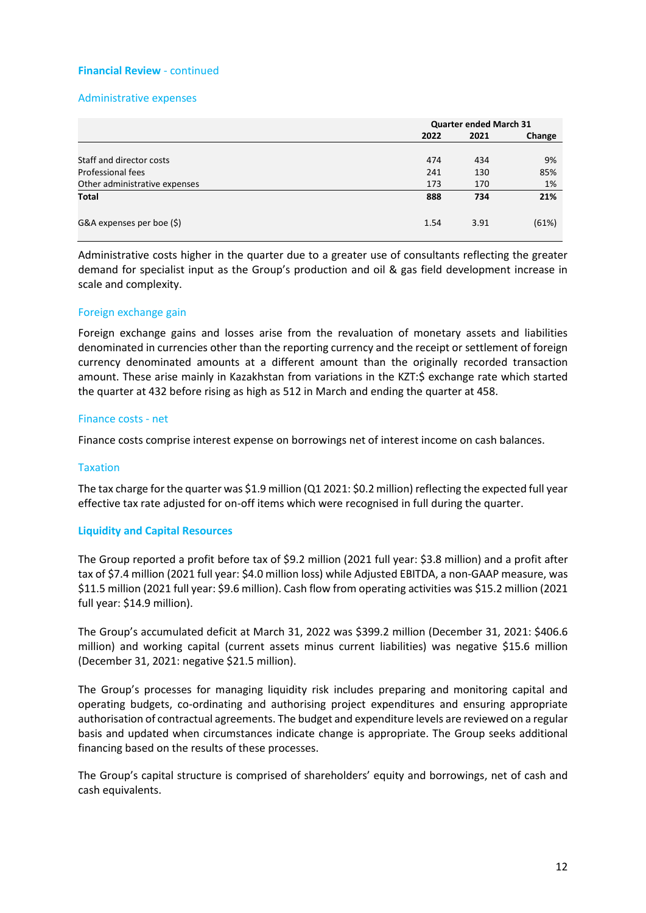**Financial Review** - continued

### Administrative expenses

| | Quarter ended March 31 | | |
|---|---|---|---|
| | 2022 | 2021 | Change |
| Staff and director costs | 474 | 434 | 9% |
| Professional fees | 241 | 130 | 85% |
| Other administrative expenses | 173 | 170 | 1% |
| **Total** | **888** | **734** | **21%** |
| G&A expenses per boe ($) | 1.54 | 3.91 | (61%) |

Administrative costs higher in the quarter due to a greater use of consultants reflecting the greater demand for specialist input as the Group's production and oil & gas field development increase in scale and complexity.

### Foreign exchange gain

Foreign exchange gains and losses arise from the revaluation of monetary assets and liabilities denominated in currencies other than the reporting currency and the receipt or settlement of foreign currency denominated amounts at a different amount than the originally recorded transaction amount. These arise mainly in Kazakhstan from variations in the KZT:$ exchange rate which started the quarter at 432 before rising as high as 512 in March and ending the quarter at 458.

### Finance costs - net

Finance costs comprise interest expense on borrowings net of interest income on cash balances.

### Taxation

The tax charge for the quarter was $1.9 million (Q1 2021: $0.2 million) reflecting the expected full year effective tax rate adjusted for on-off items which were recognised in full during the quarter.

## Liquidity and Capital Resources

The Group reported a profit before tax of $9.2 million (2021 full year: $3.8 million) and a profit after tax of $7.4 million (2021 full year: $4.0 million loss) while Adjusted EBITDA, a non-GAAP measure, was $11.5 million (2021 full year: $9.6 million). Cash flow from operating activities was $15.2 million (2021 full year: $14.9 million).

The Group's accumulated deficit at March 31, 2022 was $399.2 million (December 31, 2021: $406.6 million) and working capital (current assets minus current liabilities) was negative $15.6 million (December 31, 2021: negative $21.5 million).

The Group's processes for managing liquidity risk includes preparing and monitoring capital and operating budgets, co-ordinating and authorising project expenditures and ensuring appropriate authorisation of contractual agreements. The budget and expenditure levels are reviewed on a regular basis and updated when circumstances indicate change is appropriate. The Group seeks additional financing based on the results of these processes.

The Group's capital structure is comprised of shareholders' equity and borrowings, net of cash and cash equivalents.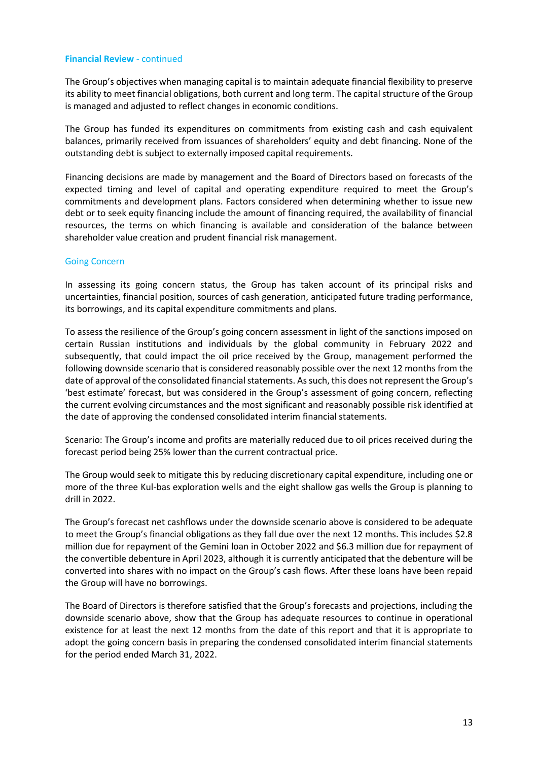## Financial Review - continued

The Group's objectives when managing capital is to maintain adequate financial flexibility to preserve its ability to meet financial obligations, both current and long term. The capital structure of the Group is managed and adjusted to reflect changes in economic conditions.

The Group has funded its expenditures on commitments from existing cash and cash equivalent balances, primarily received from issuances of shareholders' equity and debt financing. None of the outstanding debt is subject to externally imposed capital requirements.

Financing decisions are made by management and the Board of Directors based on forecasts of the expected timing and level of capital and operating expenditure required to meet the Group's commitments and development plans. Factors considered when determining whether to issue new debt or to seek equity financing include the amount of financing required, the availability of financial resources, the terms on which financing is available and consideration of the balance between shareholder value creation and prudent financial risk management.

### Going Concern

In assessing its going concern status, the Group has taken account of its principal risks and uncertainties, financial position, sources of cash generation, anticipated future trading performance, its borrowings, and its capital expenditure commitments and plans.

To assess the resilience of the Group's going concern assessment in light of the sanctions imposed on certain Russian institutions and individuals by the global community in February 2022 and subsequently, that could impact the oil price received by the Group, management performed the following downside scenario that is considered reasonably possible over the next 12 months from the date of approval of the consolidated financial statements. As such, this does not represent the Group's 'best estimate' forecast, but was considered in the Group's assessment of going concern, reflecting the current evolving circumstances and the most significant and reasonably possible risk identified at the date of approving the condensed consolidated interim financial statements.

Scenario: The Group's income and profits are materially reduced due to oil prices received during the forecast period being 25% lower than the current contractual price.

The Group would seek to mitigate this by reducing discretionary capital expenditure, including one or more of the three Kul-bas exploration wells and the eight shallow gas wells the Group is planning to drill in 2022.

The Group's forecast net cashflows under the downside scenario above is considered to be adequate to meet the Group's financial obligations as they fall due over the next 12 months. This includes $2.8 million due for repayment of the Gemini loan in October 2022 and $6.3 million due for repayment of the convertible debenture in April 2023, although it is currently anticipated that the debenture will be converted into shares with no impact on the Group's cash flows. After these loans have been repaid the Group will have no borrowings.

The Board of Directors is therefore satisfied that the Group's forecasts and projections, including the downside scenario above, show that the Group has adequate resources to continue in operational existence for at least the next 12 months from the date of this report and that it is appropriate to adopt the going concern basis in preparing the condensed consolidated interim financial statements for the period ended March 31, 2022.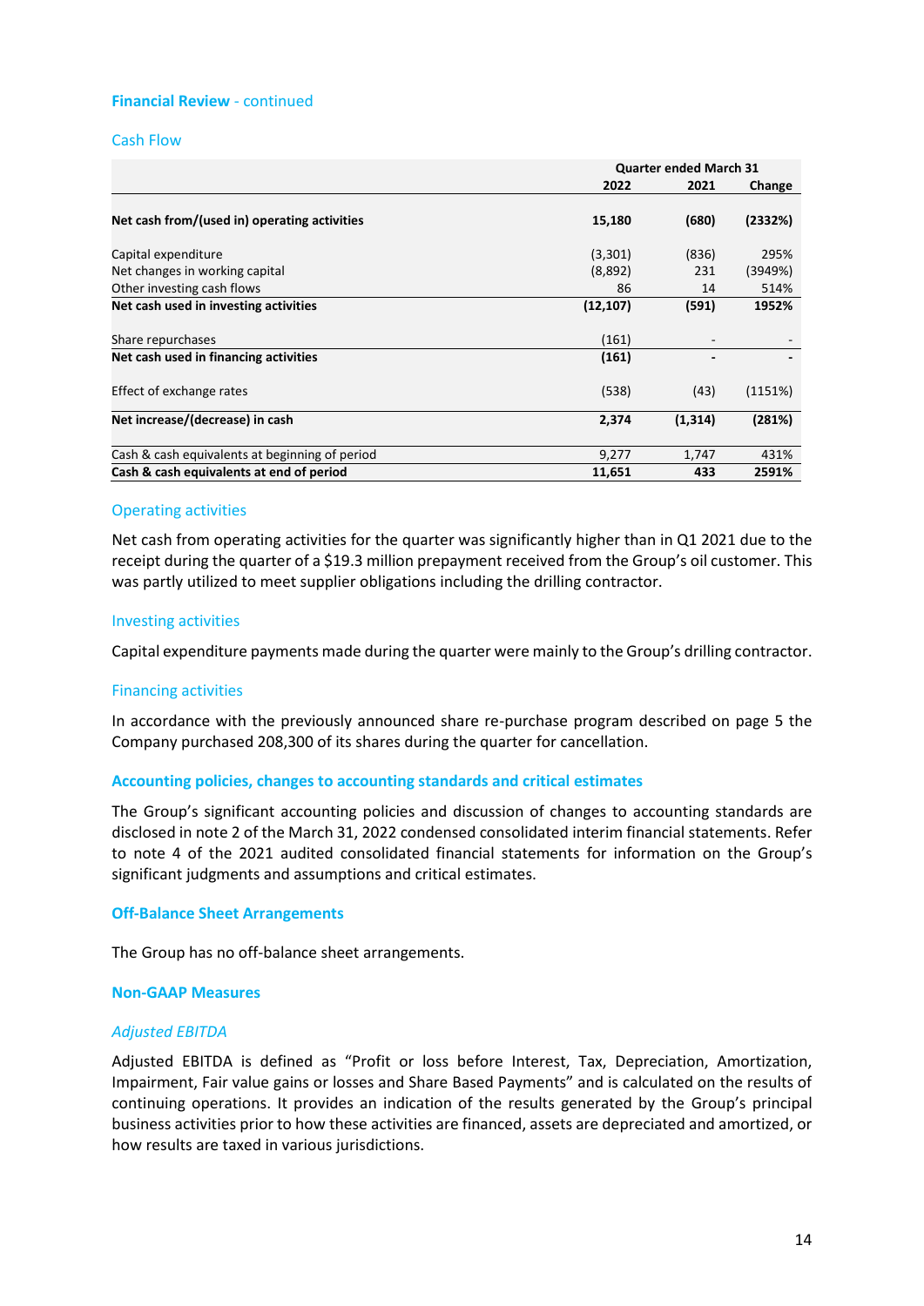**Financial Review** - continued

## Cash Flow

| | Quarter ended March 31 | | |
|---|---|---|---|
| | **2022** | **2021** | **Change** |
| **Net cash from/(used in) operating activities** | **15,180** | **(680)** | **(2332%)** |
| Capital expenditure | (3,301) | (836) | 295% |
| Net changes in working capital | (8,892) | 231 | (3949%) |
| Other investing cash flows | 86 | 14 | 514% |
| **Net cash used in investing activities** | **(12,107)** | **(591)** | **1952%** |
| Share repurchases | (161) | - | - |
| **Net cash used in financing activities** | **(161)** | **-** | **-** |
| Effect of exchange rates | (538) | (43) | (1151%) |
| **Net increase/(decrease) in cash** | **2,374** | **(1,314)** | **(281%)** |
| Cash & cash equivalents at beginning of period | 9,277 | 1,747 | 431% |
| **Cash & cash equivalents at end of period** | **11,651** | **433** | **2591%** |

### Operating activities

Net cash from operating activities for the quarter was significantly higher than in Q1 2021 due to the receipt during the quarter of a $19.3 million prepayment received from the Group's oil customer. This was partly utilized to meet supplier obligations including the drilling contractor.

### Investing activities

Capital expenditure payments made during the quarter were mainly to the Group's drilling contractor.

### Financing activities

In accordance with the previously announced share re-purchase program described on page 5 the Company purchased 208,300 of its shares during the quarter for cancellation.

## Accounting policies, changes to accounting standards and critical estimates

The Group's significant accounting policies and discussion of changes to accounting standards are disclosed in note 2 of the March 31, 2022 condensed consolidated interim financial statements. Refer to note 4 of the 2021 audited consolidated financial statements for information on the Group's significant judgments and assumptions and critical estimates.

## Off-Balance Sheet Arrangements

The Group has no off-balance sheet arrangements.

## Non-GAAP Measures

### *Adjusted EBITDA*

Adjusted EBITDA is defined as "Profit or loss before Interest, Tax, Depreciation, Amortization, Impairment, Fair value gains or losses and Share Based Payments" and is calculated on the results of continuing operations. It provides an indication of the results generated by the Group's principal business activities prior to how these activities are financed, assets are depreciated and amortized, or how results are taxed in various jurisdictions.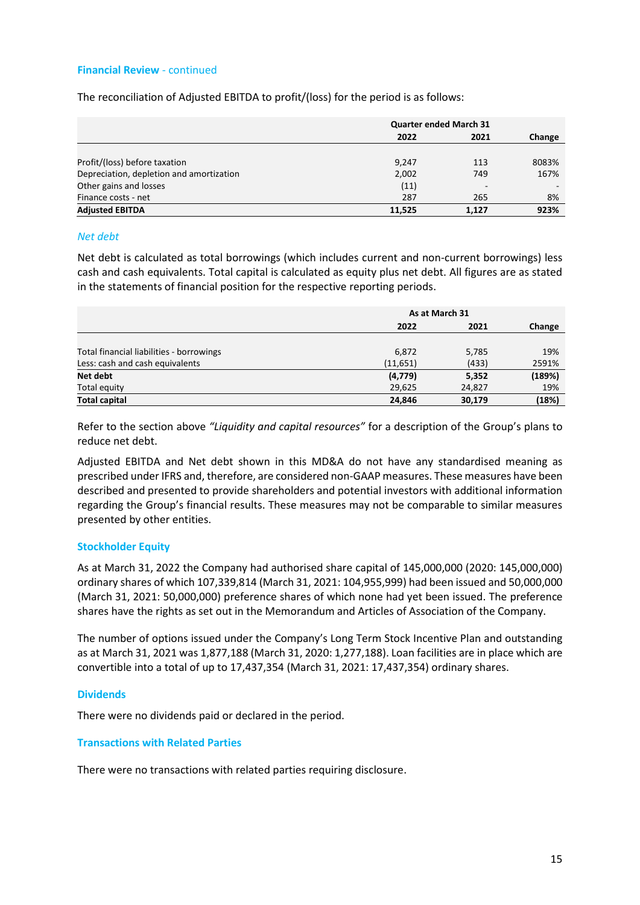**Financial Review** - continued

The reconciliation of Adjusted EBITDA to profit/(loss) for the period is as follows:

| | Quarter ended March 31 | | |
|---|---|---|---|
| | **2022** | **2021** | **Change** |
| Profit/(loss) before taxation | 9,247 | 113 | 8083% |
| Depreciation, depletion and amortization | 2,002 | 749 | 167% |
| Other gains and losses | (11) | - | - |
| Finance costs - net | 287 | 265 | 8% |
| **Adjusted EBITDA** | **11,525** | **1,127** | **923%** |

*Net debt*

Net debt is calculated as total borrowings (which includes current and non-current borrowings) less cash and cash equivalents. Total capital is calculated as equity plus net debt. All figures are as stated in the statements of financial position for the respective reporting periods.

| | As at March 31 | | |
|---|---|---|---|
| | **2022** | **2021** | **Change** |
| Total financial liabilities - borrowings | 6,872 | 5,785 | 19% |
| Less: cash and cash equivalents | (11,651) | (433) | 2591% |
| **Net debt** | **(4,779)** | **5,352** | **(189%)** |
| Total equity | 29,625 | 24,827 | 19% |
| **Total capital** | **24,846** | **30,179** | **(18%)** |

Refer to the section above *"Liquidity and capital resources"* for a description of the Group's plans to reduce net debt.

Adjusted EBITDA and Net debt shown in this MD&A do not have any standardised meaning as prescribed under IFRS and, therefore, are considered non-GAAP measures. These measures have been described and presented to provide shareholders and potential investors with additional information regarding the Group's financial results. These measures may not be comparable to similar measures presented by other entities.

**Stockholder Equity**

As at March 31, 2022 the Company had authorised share capital of 145,000,000 (2020: 145,000,000) ordinary shares of which 107,339,814 (March 31, 2021: 104,955,999) had been issued and 50,000,000 (March 31, 2021: 50,000,000) preference shares of which none had yet been issued. The preference shares have the rights as set out in the Memorandum and Articles of Association of the Company.

The number of options issued under the Company's Long Term Stock Incentive Plan and outstanding as at March 31, 2021 was 1,877,188 (March 31, 2020: 1,277,188). Loan facilities are in place which are convertible into a total of up to 17,437,354 (March 31, 2021: 17,437,354) ordinary shares.

**Dividends**

There were no dividends paid or declared in the period.

**Transactions with Related Parties**

There were no transactions with related parties requiring disclosure.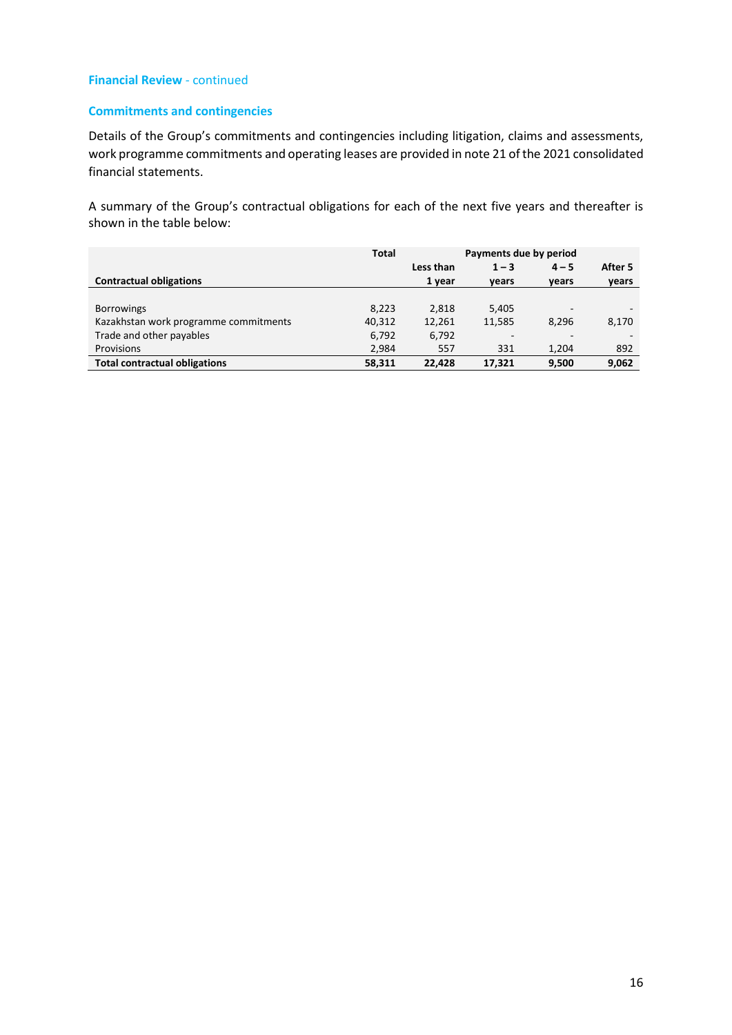**Financial Review** - continued

## Commitments and contingencies

Details of the Group's commitments and contingencies including litigation, claims and assessments, work programme commitments and operating leases are provided in note 21 of the 2021 consolidated financial statements.

A summary of the Group's contractual obligations for each of the next five years and thereafter is shown in the table below:

| | Total | Payments due by period | | | |
|---|---|---|---|---|---|
| **Contractual obligations** | | **Less than 1 year** | **1 – 3 years** | **4 – 5 years** | **After 5 years** |
| Borrowings | 8,223 | 2,818 | 5,405 | - | - |
| Kazakhstan work programme commitments | 40,312 | 12,261 | 11,585 | 8,296 | 8,170 |
| Trade and other payables | 6,792 | 6,792 | - | - | - |
| Provisions | 2,984 | 557 | 331 | 1,204 | 892 |
| **Total contractual obligations** | **58,311** | **22,428** | **17,321** | **9,500** | **9,062** |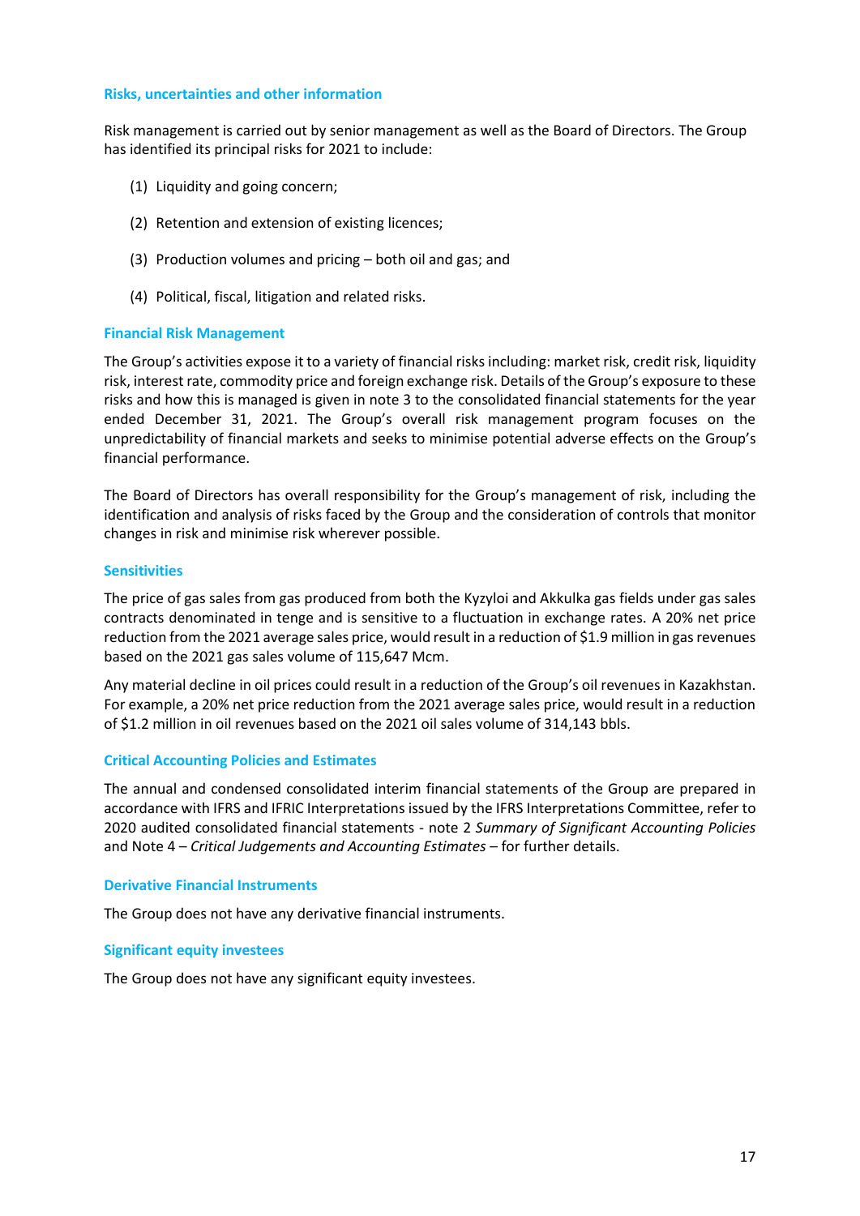## Risks, uncertainties and other information

Risk management is carried out by senior management as well as the Board of Directors. The Group has identified its principal risks for 2021 to include:

1. Liquidity and going concern;
2. Retention and extension of existing licences;
3. Production volumes and pricing – both oil and gas; and
4. Political, fiscal, litigation and related risks.

## Financial Risk Management

The Group's activities expose it to a variety of financial risks including: market risk, credit risk, liquidity risk, interest rate, commodity price and foreign exchange risk. Details of the Group's exposure to these risks and how this is managed is given in note 3 to the consolidated financial statements for the year ended December 31, 2021. The Group's overall risk management program focuses on the unpredictability of financial markets and seeks to minimise potential adverse effects on the Group's financial performance.

The Board of Directors has overall responsibility for the Group's management of risk, including the identification and analysis of risks faced by the Group and the consideration of controls that monitor changes in risk and minimise risk wherever possible.

## Sensitivities

The price of gas sales from gas produced from both the Kyzyloi and Akkulka gas fields under gas sales contracts denominated in tenge and is sensitive to a fluctuation in exchange rates. A 20% net price reduction from the 2021 average sales price, would result in a reduction of $1.9 million in gas revenues based on the 2021 gas sales volume of 115,647 Mcm.

Any material decline in oil prices could result in a reduction of the Group's oil revenues in Kazakhstan. For example, a 20% net price reduction from the 2021 average sales price, would result in a reduction of $1.2 million in oil revenues based on the 2021 oil sales volume of 314,143 bbls.

## Critical Accounting Policies and Estimates

The annual and condensed consolidated interim financial statements of the Group are prepared in accordance with IFRS and IFRIC Interpretations issued by the IFRS Interpretations Committee, refer to 2020 audited consolidated financial statements - note 2 *Summary of Significant Accounting Policies* and Note 4 – *Critical Judgements and Accounting Estimates* – for further details.

## Derivative Financial Instruments

The Group does not have any derivative financial instruments.

## Significant equity investees

The Group does not have any significant equity investees.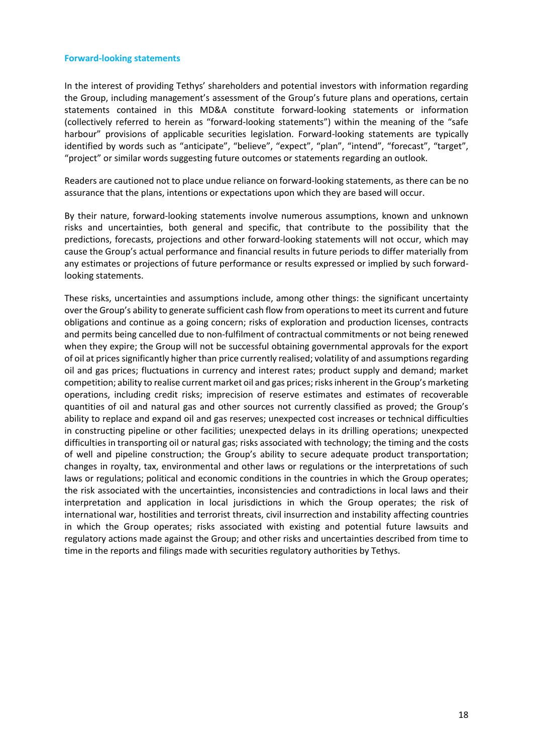### Forward-looking statements

In the interest of providing Tethys' shareholders and potential investors with information regarding the Group, including management's assessment of the Group's future plans and operations, certain statements contained in this MD&A constitute forward-looking statements or information (collectively referred to herein as "forward-looking statements") within the meaning of the "safe harbour" provisions of applicable securities legislation. Forward-looking statements are typically identified by words such as "anticipate", "believe", "expect", "plan", "intend", "forecast", "target", "project" or similar words suggesting future outcomes or statements regarding an outlook.

Readers are cautioned not to place undue reliance on forward-looking statements, as there can be no assurance that the plans, intentions or expectations upon which they are based will occur.

By their nature, forward-looking statements involve numerous assumptions, known and unknown risks and uncertainties, both general and specific, that contribute to the possibility that the predictions, forecasts, projections and other forward-looking statements will not occur, which may cause the Group's actual performance and financial results in future periods to differ materially from any estimates or projections of future performance or results expressed or implied by such forward-looking statements.

These risks, uncertainties and assumptions include, among other things: the significant uncertainty over the Group's ability to generate sufficient cash flow from operations to meet its current and future obligations and continue as a going concern; risks of exploration and production licenses, contracts and permits being cancelled due to non-fulfilment of contractual commitments or not being renewed when they expire; the Group will not be successful obtaining governmental approvals for the export of oil at prices significantly higher than price currently realised; volatility of and assumptions regarding oil and gas prices; fluctuations in currency and interest rates; product supply and demand; market competition; ability to realise current market oil and gas prices; risks inherent in the Group's marketing operations, including credit risks; imprecision of reserve estimates and estimates of recoverable quantities of oil and natural gas and other sources not currently classified as proved; the Group's ability to replace and expand oil and gas reserves; unexpected cost increases or technical difficulties in constructing pipeline or other facilities; unexpected delays in its drilling operations; unexpected difficulties in transporting oil or natural gas; risks associated with technology; the timing and the costs of well and pipeline construction; the Group's ability to secure adequate product transportation; changes in royalty, tax, environmental and other laws or regulations or the interpretations of such laws or regulations; political and economic conditions in the countries in which the Group operates; the risk associated with the uncertainties, inconsistencies and contradictions in local laws and their interpretation and application in local jurisdictions in which the Group operates; the risk of international war, hostilities and terrorist threats, civil insurrection and instability affecting countries in which the Group operates; risks associated with existing and potential future lawsuits and regulatory actions made against the Group; and other risks and uncertainties described from time to time in the reports and filings made with securities regulatory authorities by Tethys.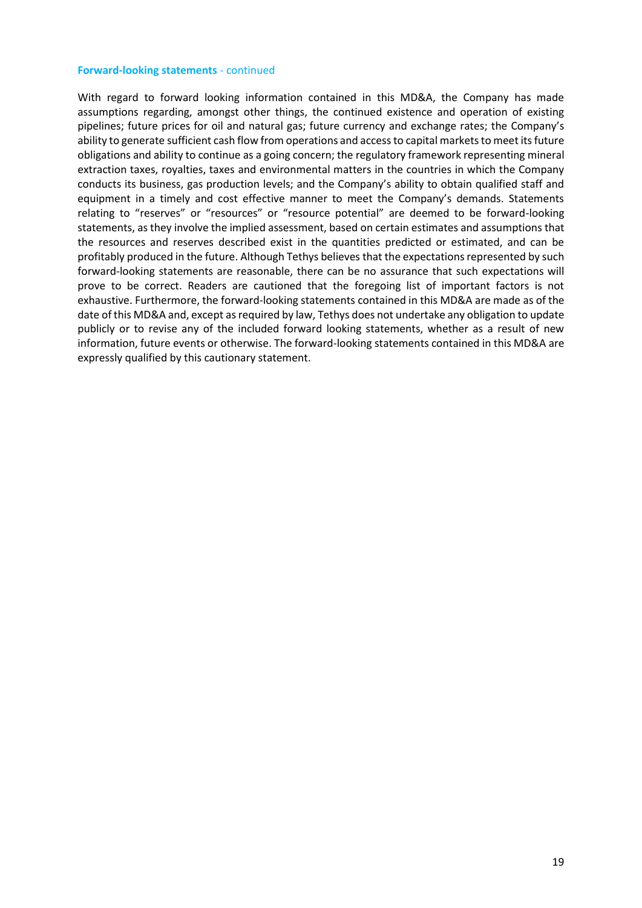**Forward-looking statements** - continued

With regard to forward looking information contained in this MD&A, the Company has made assumptions regarding, amongst other things, the continued existence and operation of existing pipelines; future prices for oil and natural gas; future currency and exchange rates; the Company's ability to generate sufficient cash flow from operations and access to capital markets to meet its future obligations and ability to continue as a going concern; the regulatory framework representing mineral extraction taxes, royalties, taxes and environmental matters in the countries in which the Company conducts its business, gas production levels; and the Company's ability to obtain qualified staff and equipment in a timely and cost effective manner to meet the Company's demands. Statements relating to "reserves" or "resources" or "resource potential" are deemed to be forward-looking statements, as they involve the implied assessment, based on certain estimates and assumptions that the resources and reserves described exist in the quantities predicted or estimated, and can be profitably produced in the future. Although Tethys believes that the expectations represented by such forward-looking statements are reasonable, there can be no assurance that such expectations will prove to be correct. Readers are cautioned that the foregoing list of important factors is not exhaustive. Furthermore, the forward-looking statements contained in this MD&A are made as of the date of this MD&A and, except as required by law, Tethys does not undertake any obligation to update publicly or to revise any of the included forward looking statements, whether as a result of new information, future events or otherwise. The forward-looking statements contained in this MD&A are expressly qualified by this cautionary statement.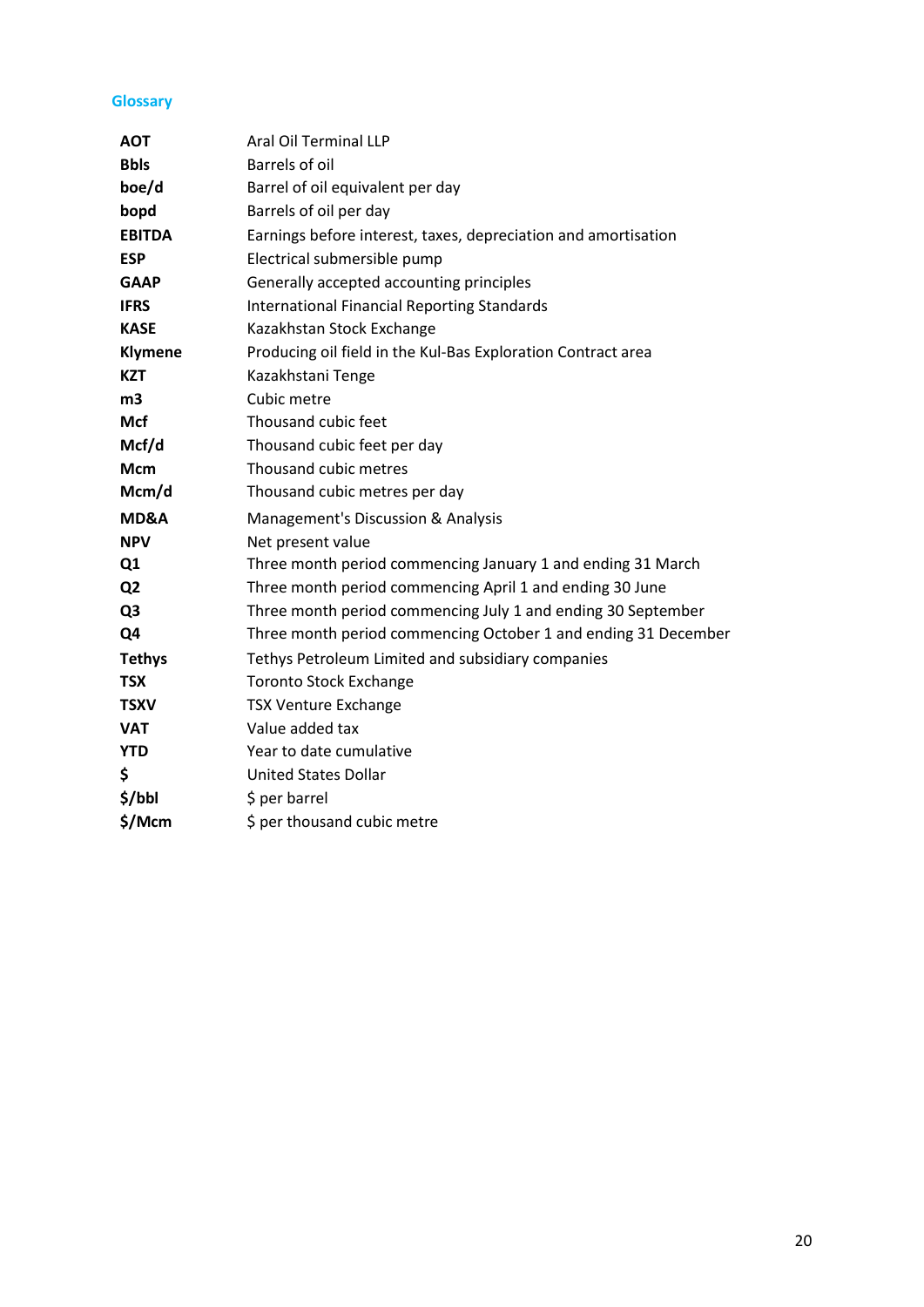## Glossary

| | |
|---|---|
| **AOT** | Aral Oil Terminal LLP |
| **Bbls** | Barrels of oil |
| **boe/d** | Barrel of oil equivalent per day |
| **bopd** | Barrels of oil per day |
| **EBITDA** | Earnings before interest, taxes, depreciation and amortisation |
| **ESP** | Electrical submersible pump |
| **GAAP** | Generally accepted accounting principles |
| **IFRS** | International Financial Reporting Standards |
| **KASE** | Kazakhstan Stock Exchange |
| **Klymene** | Producing oil field in the Kul-Bas Exploration Contract area |
| **KZT** | Kazakhstani Tenge |
| **m3** | Cubic metre |
| **Mcf** | Thousand cubic feet |
| **Mcf/d** | Thousand cubic feet per day |
| **Mcm** | Thousand cubic metres |
| **Mcm/d** | Thousand cubic metres per day |
| **MD&A** | Management's Discussion & Analysis |
| **NPV** | Net present value |
| **Q1** | Three month period commencing January 1 and ending 31 March |
| **Q2** | Three month period commencing April 1 and ending 30 June |
| **Q3** | Three month period commencing July 1 and ending 30 September |
| **Q4** | Three month period commencing October 1 and ending 31 December |
| **Tethys** | Tethys Petroleum Limited and subsidiary companies |
| **TSX** | Toronto Stock Exchange |
| **TSXV** | TSX Venture Exchange |
| **VAT** | Value added tax |
| **YTD** | Year to date cumulative |
| **$** | United States Dollar |
| **$/bbl** | $ per barrel |
| **$/Mcm** | $ per thousand cubic metre |